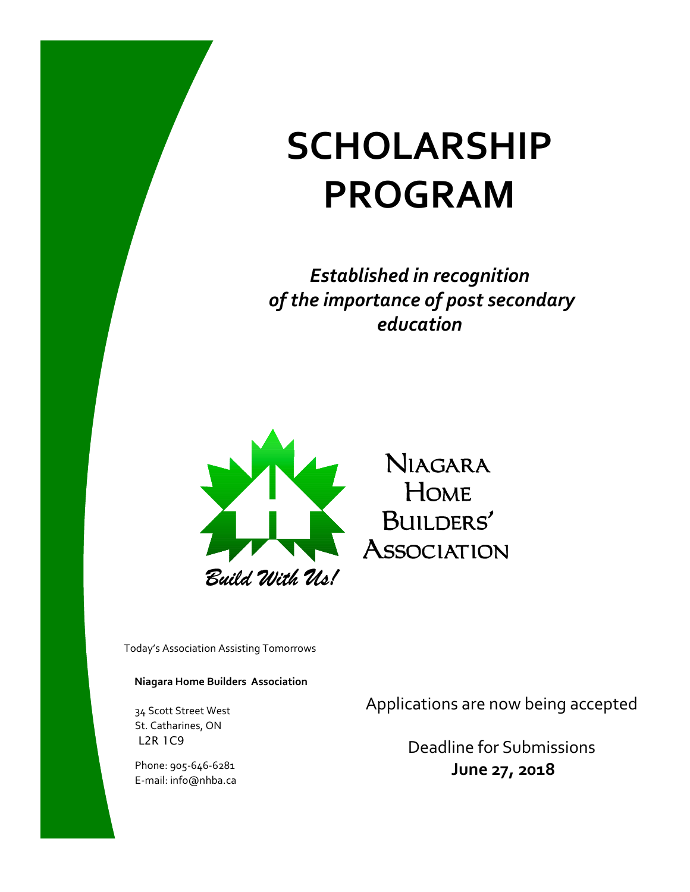# SCHOLARSHIP PROGRAM

***Established in recognition of the importance of post secondary education***

NIAGARA HOME BUILDERS' ASSOCIATION

*Build With Us!*

Today's Association Assisting Tomorrows

**Niagara Home Builders Association**

34 Scott Street West
St. Catharines, ON
L2R 1C9

Phone: 905-646-6281
E-mail: info@nhba.ca

Applications are now being accepted

Deadline for Submissions
**June 27, 2018**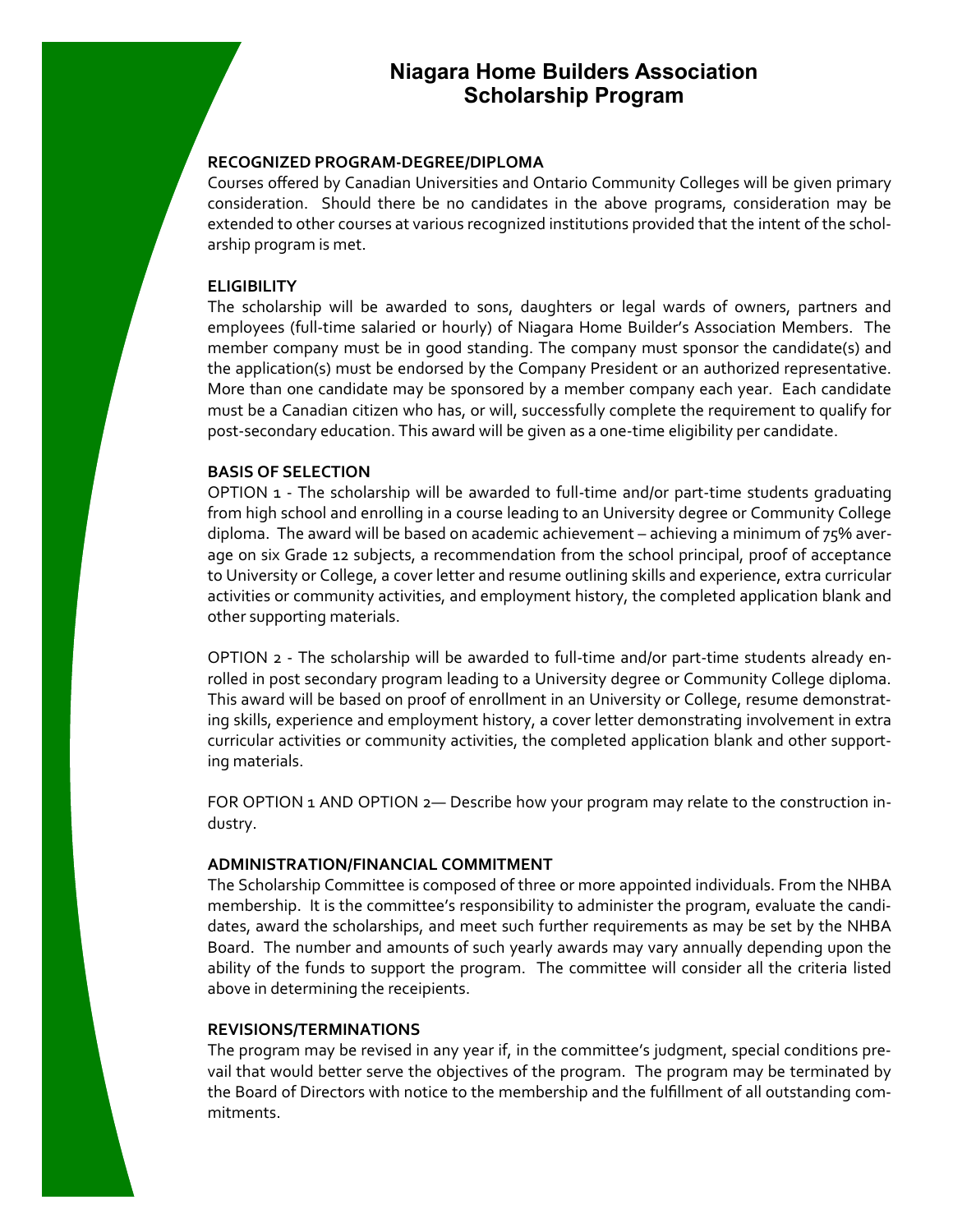# Niagara Home Builders Association
# Scholarship Program

### RECOGNIZED PROGRAM-DEGREE/DIPLOMA

Courses offered by Canadian Universities and Ontario Community Colleges will be given primary consideration. Should there be no candidates in the above programs, consideration may be extended to other courses at various recognized institutions provided that the intent of the scholarship program is met.

### ELIGIBILITY

The scholarship will be awarded to sons, daughters or legal wards of owners, partners and employees (full-time salaried or hourly) of Niagara Home Builder's Association Members. The member company must be in good standing. The company must sponsor the candidate(s) and the application(s) must be endorsed by the Company President or an authorized representative. More than one candidate may be sponsored by a member company each year. Each candidate must be a Canadian citizen who has, or will, successfully complete the requirement to qualify for post-secondary education. This award will be given as a one-time eligibility per candidate.

### BASIS OF SELECTION

OPTION 1 - The scholarship will be awarded to full-time and/or part-time students graduating from high school and enrolling in a course leading to an University degree or Community College diploma. The award will be based on academic achievement – achieving a minimum of 75% average on six Grade 12 subjects, a recommendation from the school principal, proof of acceptance to University or College, a cover letter and resume outlining skills and experience, extra curricular activities or community activities, and employment history, the completed application blank and other supporting materials.

OPTION 2 - The scholarship will be awarded to full-time and/or part-time students already enrolled in post secondary program leading to a University degree or Community College diploma. This award will be based on proof of enrollment in an University or College, resume demonstrating skills, experience and employment history, a cover letter demonstrating involvement in extra curricular activities or community activities, the completed application blank and other supporting materials.

FOR OPTION 1 AND OPTION 2— Describe how your program may relate to the construction industry.

### ADMINISTRATION/FINANCIAL COMMITMENT

The Scholarship Committee is composed of three or more appointed individuals. From the NHBA membership. It is the committee's responsibility to administer the program, evaluate the candidates, award the scholarships, and meet such further requirements as may be set by the NHBA Board. The number and amounts of such yearly awards may vary annually depending upon the ability of the funds to support the program. The committee will consider all the criteria listed above in determining the receipients.

### REVISIONS/TERMINATIONS

The program may be revised in any year if, in the committee's judgment, special conditions prevail that would better serve the objectives of the program. The program may be terminated by the Board of Directors with notice to the membership and the fulfillment of all outstanding commitments.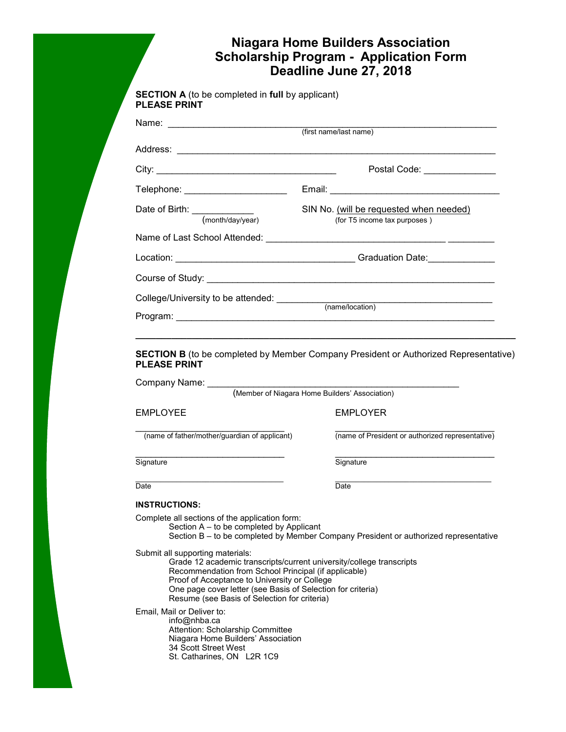# Niagara Home Builders Association
# Scholarship Program - Application Form
# Deadline June 27, 2018

**SECTION A** (to be completed in **full** by applicant)
**PLEASE PRINT**

Name: ___________________________________________________________
(first name/last name)

Address: _________________________________________________________

City: __________________________________ Postal Code: ______________

Telephone: ____________________ Email: _______________________________

Date of Birth: ____________ (month/day/year)

SIN No. (will be requested when needed) (for T5 income tax purposes )

Name of Last School Attended: _________________________________ _________

Location: _________________________________ Graduation Date:_____________

Course of Study: _____________________________________________________

College/University to be attended: ______________________________________
(name/location)

Program: _________________________________________________________

---

**SECTION B** (to be completed by Member Company President or Authorized Representative)
**PLEASE PRINT**

Company Name: _______________________________________________
(Member of Niagara Home Builders' Association)

EMPLOYEE

______________________________
(name of father/mother/guardian of applicant)

______________________________
Signature

______________________________
Date

EMPLOYER

______________________________
(name of President or authorized representative)

______________________________
Signature

______________________________
Date

**INSTRUCTIONS:**

Complete all sections of the application form:
- Section A – to be completed by Applicant
- Section B – to be completed by Member Company President or authorized representative

Submit all supporting materials:
- Grade 12 academic transcripts/current university/college transcripts
- Recommendation from School Principal (if applicable)
- Proof of Acceptance to University or College
- One page cover letter (see Basis of Selection for criteria)
- Resume (see Basis of Selection for criteria)

Email, Mail or Deliver to:
info@nhba.ca
Attention: Scholarship Committee
Niagara Home Builders' Association
34 Scott Street West
St. Catharines, ON L2R 1C9